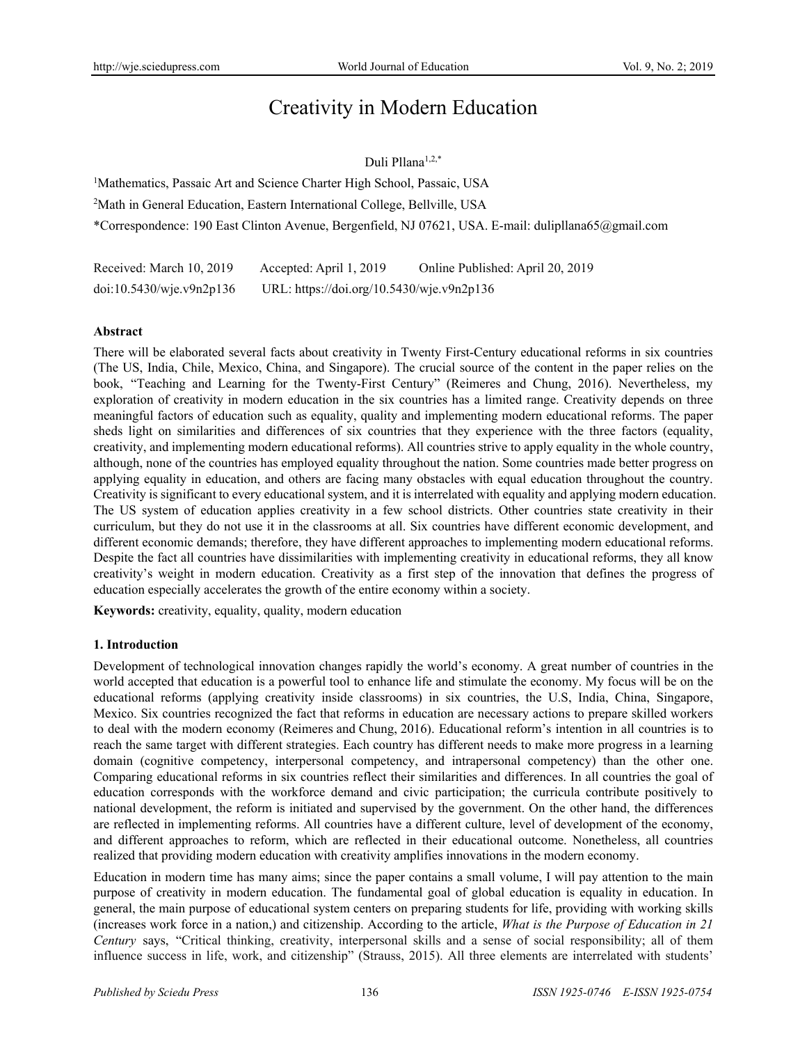# Creativity in Modern Education

Duli Pllana[1,2,*]

[1]Mathematics, Passaic Art and Science Charter High School, Passaic, USA

[2]Math in General Education, Eastern International College, Bellville, USA

*Correspondence: 190 East Clinton Avenue, Bergenfield, NJ 07621, USA. E-mail: dulipllana65@gmail.com

Received: March 10, 2019 Accepted: April 1, 2019 Online Published: April 20, 2019

doi:10.5430/wje.v9n2p136 URL: https://doi.org/10.5430/wje.v9n2p136

## Abstract

There will be elaborated several facts about creativity in Twenty First-Century educational reforms in six countries (The US, India, Chile, Mexico, China, and Singapore). The crucial source of the content in the paper relies on the book, "Teaching and Learning for the Twenty-First Century" (Reimeres and Chung, 2016). Nevertheless, my exploration of creativity in modern education in the six countries has a limited range. Creativity depends on three meaningful factors of education such as equality, quality and implementing modern educational reforms. The paper sheds light on similarities and differences of six countries that they experience with the three factors (equality, creativity, and implementing modern educational reforms). All countries strive to apply equality in the whole country, although, none of the countries has employed equality throughout the nation. Some countries made better progress on applying equality in education, and others are facing many obstacles with equal education throughout the country. Creativity is significant to every educational system, and it is interrelated with equality and applying modern education. The US system of education applies creativity in a few school districts. Other countries state creativity in their curriculum, but they do not use it in the classrooms at all. Six countries have different economic development, and different economic demands; therefore, they have different approaches to implementing modern educational reforms. Despite the fact all countries have dissimilarities with implementing creativity in educational reforms, they all know creativity's weight in modern education. Creativity as a first step of the innovation that defines the progress of education especially accelerates the growth of the entire economy within a society.

**Keywords:** creativity, equality, quality, modern education

## 1. Introduction

Development of technological innovation changes rapidly the world's economy. A great number of countries in the world accepted that education is a powerful tool to enhance life and stimulate the economy. My focus will be on the educational reforms (applying creativity inside classrooms) in six countries, the U.S, India, China, Singapore, Mexico. Six countries recognized the fact that reforms in education are necessary actions to prepare skilled workers to deal with the modern economy (Reimeres and Chung, 2016). Educational reform's intention in all countries is to reach the same target with different strategies. Each country has different needs to make more progress in a learning domain (cognitive competency, interpersonal competency, and intrapersonal competency) than the other one. Comparing educational reforms in six countries reflect their similarities and differences. In all countries the goal of education corresponds with the workforce demand and civic participation; the curricula contribute positively to national development, the reform is initiated and supervised by the government. On the other hand, the differences are reflected in implementing reforms. All countries have a different culture, level of development of the economy, and different approaches to reform, which are reflected in their educational outcome. Nonetheless, all countries realized that providing modern education with creativity amplifies innovations in the modern economy.

Education in modern time has many aims; since the paper contains a small volume, I will pay attention to the main purpose of creativity in modern education. The fundamental goal of global education is equality in education. In general, the main purpose of educational system centers on preparing students for life, providing with working skills (increases work force in a nation,) and citizenship. According to the article, *What is the Purpose of Education in 21 Century* says, "Critical thinking, creativity, interpersonal skills and a sense of social responsibility; all of them influence success in life, work, and citizenship" (Strauss, 2015). All three elements are interrelated with students'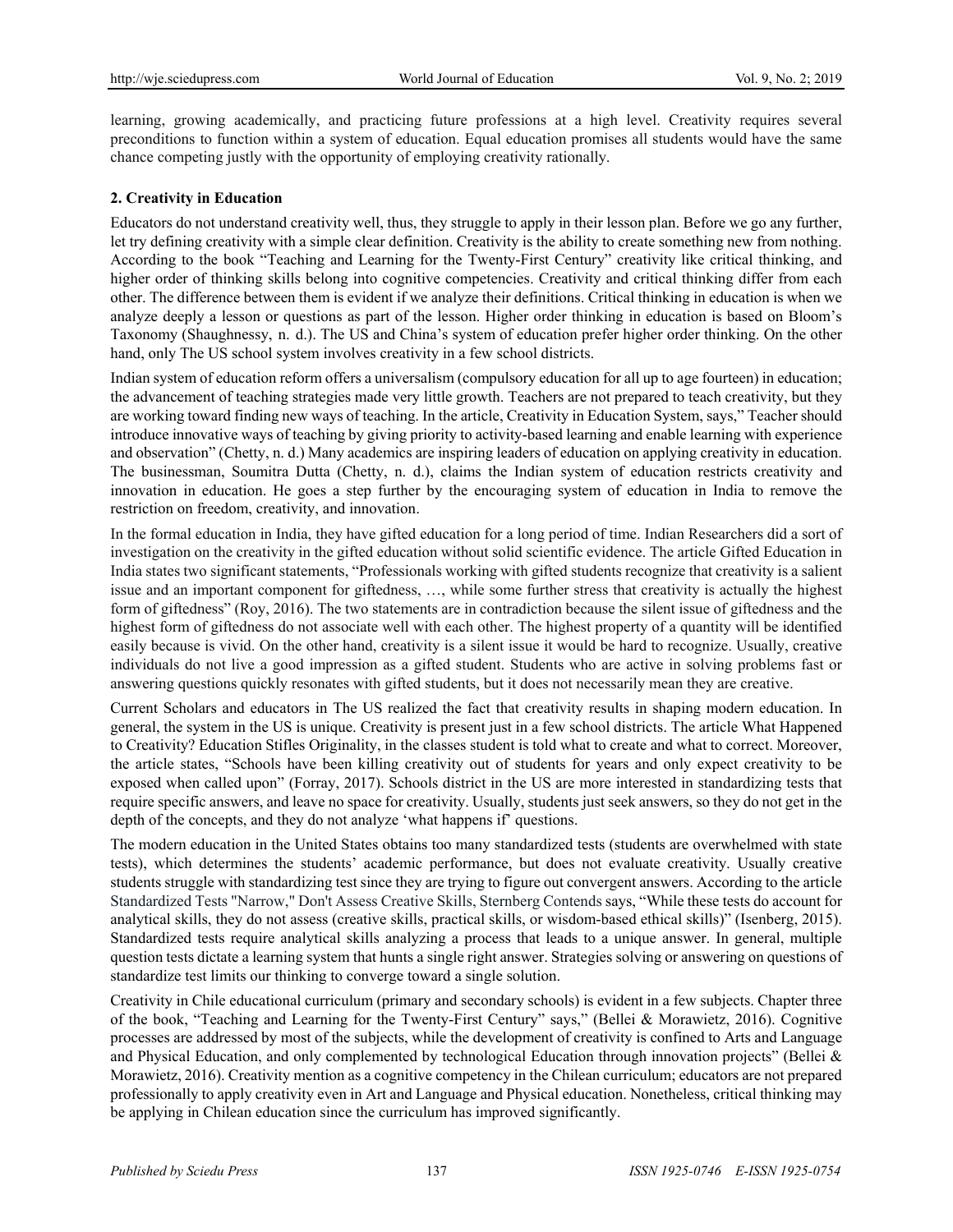learning, growing academically, and practicing future professions at a high level. Creativity requires several preconditions to function within a system of education. Equal education promises all students would have the same chance competing justly with the opportunity of employing creativity rationally.

## 2. Creativity in Education

Educators do not understand creativity well, thus, they struggle to apply in their lesson plan. Before we go any further, let try defining creativity with a simple clear definition. Creativity is the ability to create something new from nothing. According to the book "Teaching and Learning for the Twenty-First Century" creativity like critical thinking, and higher order of thinking skills belong into cognitive competencies. Creativity and critical thinking differ from each other. The difference between them is evident if we analyze their definitions. Critical thinking in education is when we analyze deeply a lesson or questions as part of the lesson. Higher order thinking in education is based on Bloom's Taxonomy (Shaughnessy, n. d.). The US and China's system of education prefer higher order thinking. On the other hand, only The US school system involves creativity in a few school districts.

Indian system of education reform offers a universalism (compulsory education for all up to age fourteen) in education; the advancement of teaching strategies made very little growth. Teachers are not prepared to teach creativity, but they are working toward finding new ways of teaching. In the article, Creativity in Education System, says," Teacher should introduce innovative ways of teaching by giving priority to activity-based learning and enable learning with experience and observation" (Chetty, n. d.) Many academics are inspiring leaders of education on applying creativity in education. The businessman, Soumitra Dutta (Chetty, n. d.), claims the Indian system of education restricts creativity and innovation in education. He goes a step further by the encouraging system of education in India to remove the restriction on freedom, creativity, and innovation.

In the formal education in India, they have gifted education for a long period of time. Indian Researchers did a sort of investigation on the creativity in the gifted education without solid scientific evidence. The article Gifted Education in India states two significant statements, "Professionals working with gifted students recognize that creativity is a salient issue and an important component for giftedness, …, while some further stress that creativity is actually the highest form of giftedness" (Roy, 2016). The two statements are in contradiction because the silent issue of giftedness and the highest form of giftedness do not associate well with each other. The highest property of a quantity will be identified easily because is vivid. On the other hand, creativity is a silent issue it would be hard to recognize. Usually, creative individuals do not live a good impression as a gifted student. Students who are active in solving problems fast or answering questions quickly resonates with gifted students, but it does not necessarily mean they are creative.

Current Scholars and educators in The US realized the fact that creativity results in shaping modern education. In general, the system in the US is unique. Creativity is present just in a few school districts. The article What Happened to Creativity? Education Stifles Originality, in the classes student is told what to create and what to correct. Moreover, the article states, "Schools have been killing creativity out of students for years and only expect creativity to be exposed when called upon" (Forray, 2017). Schools district in the US are more interested in standardizing tests that require specific answers, and leave no space for creativity. Usually, students just seek answers, so they do not get in the depth of the concepts, and they do not analyze 'what happens if' questions.

The modern education in the United States obtains too many standardized tests (students are overwhelmed with state tests), which determines the students' academic performance, but does not evaluate creativity. Usually creative students struggle with standardizing test since they are trying to figure out convergent answers. According to the article Standardized Tests "Narrow," Don't Assess Creative Skills, Sternberg Contends says, "While these tests do account for analytical skills, they do not assess (creative skills, practical skills, or wisdom-based ethical skills)" (Isenberg, 2015). Standardized tests require analytical skills analyzing a process that leads to a unique answer. In general, multiple question tests dictate a learning system that hunts a single right answer. Strategies solving or answering on questions of standardize test limits our thinking to converge toward a single solution.

Creativity in Chile educational curriculum (primary and secondary schools) is evident in a few subjects. Chapter three of the book, "Teaching and Learning for the Twenty-First Century" says," (Bellei & Morawietz, 2016). Cognitive processes are addressed by most of the subjects, while the development of creativity is confined to Arts and Language and Physical Education, and only complemented by technological Education through innovation projects" (Bellei & Morawietz, 2016). Creativity mention as a cognitive competency in the Chilean curriculum; educators are not prepared professionally to apply creativity even in Art and Language and Physical education. Nonetheless, critical thinking may be applying in Chilean education since the curriculum has improved significantly.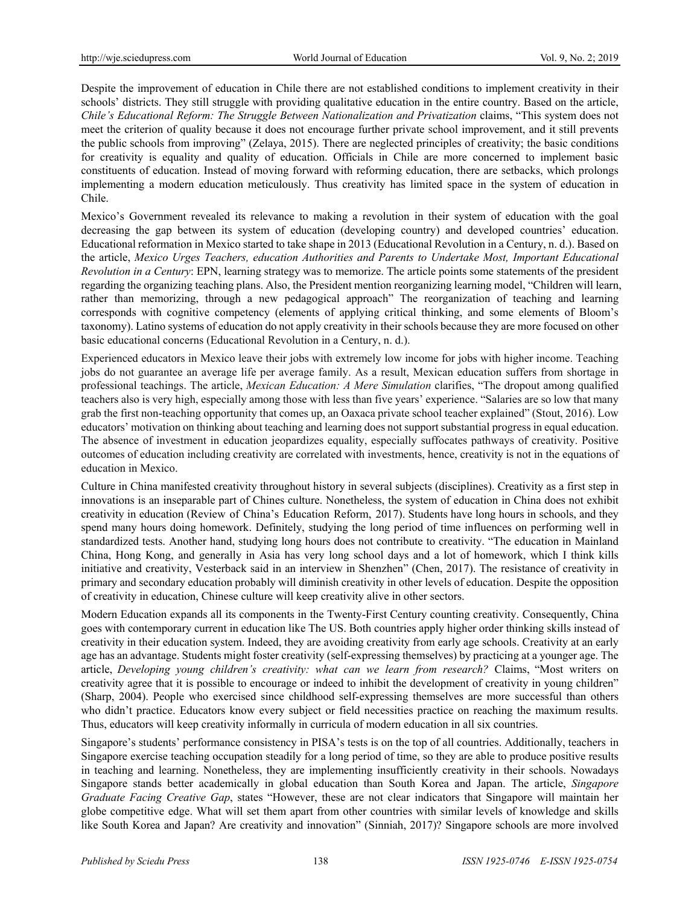Despite the improvement of education in Chile there are not established conditions to implement creativity in their schools' districts. They still struggle with providing qualitative education in the entire country. Based on the article, *Chile's Educational Reform: The Struggle Between Nationalization and Privatization* claims, "This system does not meet the criterion of quality because it does not encourage further private school improvement, and it still prevents the public schools from improving" (Zelaya, 2015). There are neglected principles of creativity; the basic conditions for creativity is equality and quality of education. Officials in Chile are more concerned to implement basic constituents of education. Instead of moving forward with reforming education, there are setbacks, which prolongs implementing a modern education meticulously. Thus creativity has limited space in the system of education in Chile.

Mexico's Government revealed its relevance to making a revolution in their system of education with the goal decreasing the gap between its system of education (developing country) and developed countries' education. Educational reformation in Mexico started to take shape in 2013 (Educational Revolution in a Century, n. d.). Based on the article, *Mexico Urges Teachers, education Authorities and Parents to Undertake Most, Important Educational Revolution in a Century*: EPN, learning strategy was to memorize. The article points some statements of the president regarding the organizing teaching plans. Also, the President mention reorganizing learning model, "Children will learn, rather than memorizing, through a new pedagogical approach" The reorganization of teaching and learning corresponds with cognitive competency (elements of applying critical thinking, and some elements of Bloom's taxonomy). Latino systems of education do not apply creativity in their schools because they are more focused on other basic educational concerns (Educational Revolution in a Century, n. d.).

Experienced educators in Mexico leave their jobs with extremely low income for jobs with higher income. Teaching jobs do not guarantee an average life per average family. As a result, Mexican education suffers from shortage in professional teachings. The article, *Mexican Education: A Mere Simulation* clarifies, "The dropout among qualified teachers also is very high, especially among those with less than five years' experience. "Salaries are so low that many grab the first non-teaching opportunity that comes up, an Oaxaca private school teacher explained" (Stout, 2016). Low educators' motivation on thinking about teaching and learning does not support substantial progress in equal education. The absence of investment in education jeopardizes equality, especially suffocates pathways of creativity. Positive outcomes of education including creativity are correlated with investments, hence, creativity is not in the equations of education in Mexico.

Culture in China manifested creativity throughout history in several subjects (disciplines). Creativity as a first step in innovations is an inseparable part of Chines culture. Nonetheless, the system of education in China does not exhibit creativity in education (Review of China's Education Reform, 2017). Students have long hours in schools, and they spend many hours doing homework. Definitely, studying the long period of time influences on performing well in standardized tests. Another hand, studying long hours does not contribute to creativity. "The education in Mainland China, Hong Kong, and generally in Asia has very long school days and a lot of homework, which I think kills initiative and creativity, Vesterback said in an interview in Shenzhen" (Chen, 2017). The resistance of creativity in primary and secondary education probably will diminish creativity in other levels of education. Despite the opposition of creativity in education, Chinese culture will keep creativity alive in other sectors.

Modern Education expands all its components in the Twenty-First Century counting creativity. Consequently, China goes with contemporary current in education like The US. Both countries apply higher order thinking skills instead of creativity in their education system. Indeed, they are avoiding creativity from early age schools. Creativity at an early age has an advantage. Students might foster creativity (self-expressing themselves) by practicing at a younger age. The article, *Developing young children's creativity: what can we learn from research?* Claims, "Most writers on creativity agree that it is possible to encourage or indeed to inhibit the development of creativity in young children" (Sharp, 2004). People who exercised since childhood self-expressing themselves are more successful than others who didn't practice. Educators know every subject or field necessities practice on reaching the maximum results. Thus, educators will keep creativity informally in curricula of modern education in all six countries.

Singapore's students' performance consistency in PISA's tests is on the top of all countries. Additionally, teachers in Singapore exercise teaching occupation steadily for a long period of time, so they are able to produce positive results in teaching and learning. Nonetheless, they are implementing insufficiently creativity in their schools. Nowadays Singapore stands better academically in global education than South Korea and Japan. The article, *Singapore Graduate Facing Creative Gap*, states "However, these are not clear indicators that Singapore will maintain her globe competitive edge. What will set them apart from other countries with similar levels of knowledge and skills like South Korea and Japan? Are creativity and innovation" (Sinniah, 2017)? Singapore schools are more involved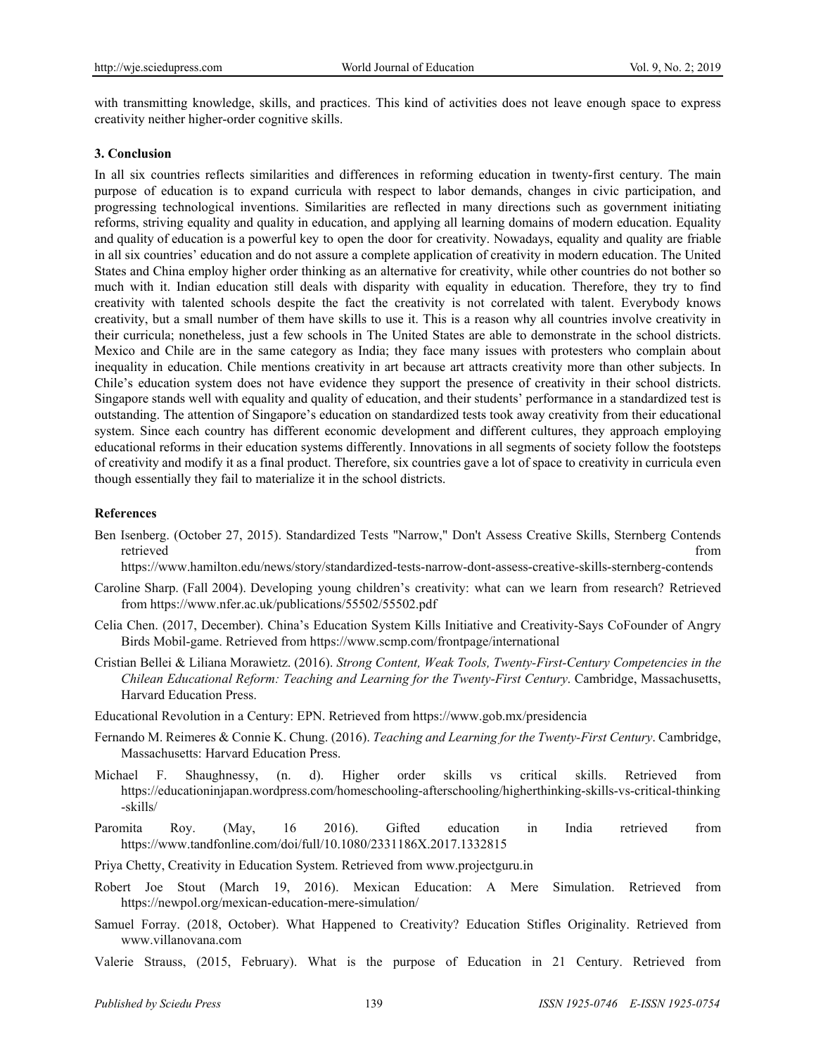with transmitting knowledge, skills, and practices. This kind of activities does not leave enough space to express creativity neither higher-order cognitive skills.

### 3. Conclusion

In all six countries reflects similarities and differences in reforming education in twenty-first century. The main purpose of education is to expand curricula with respect to labor demands, changes in civic participation, and progressing technological inventions. Similarities are reflected in many directions such as government initiating reforms, striving equality and quality in education, and applying all learning domains of modern education. Equality and quality of education is a powerful key to open the door for creativity. Nowadays, equality and quality are friable in all six countries' education and do not assure a complete application of creativity in modern education. The United States and China employ higher order thinking as an alternative for creativity, while other countries do not bother so much with it. Indian education still deals with disparity with equality in education. Therefore, they try to find creativity with talented schools despite the fact the creativity is not correlated with talent. Everybody knows creativity, but a small number of them have skills to use it. This is a reason why all countries involve creativity in their curricula; nonetheless, just a few schools in The United States are able to demonstrate in the school districts. Mexico and Chile are in the same category as India; they face many issues with protesters who complain about inequality in education. Chile mentions creativity in art because art attracts creativity more than other subjects. In Chile's education system does not have evidence they support the presence of creativity in their school districts. Singapore stands well with equality and quality of education, and their students' performance in a standardized test is outstanding. The attention of Singapore's education on standardized tests took away creativity from their educational system. Since each country has different economic development and different cultures, they approach employing educational reforms in their education systems differently. Innovations in all segments of society follow the footsteps of creativity and modify it as a final product. Therefore, six countries gave a lot of space to creativity in curricula even though essentially they fail to materialize it in the school districts.

### References

Ben Isenberg. (October 27, 2015). Standardized Tests "Narrow," Don't Assess Creative Skills, Sternberg Contends retrieved from https://www.hamilton.edu/news/story/standardized-tests-narrow-dont-assess-creative-skills-sternberg-contends

Caroline Sharp. (Fall 2004). Developing young children's creativity: what can we learn from research? Retrieved from https://www.nfer.ac.uk/publications/55502/55502.pdf

Celia Chen. (2017, December). China's Education System Kills Initiative and Creativity-Says CoFounder of Angry Birds Mobil-game. Retrieved from https://www.scmp.com/frontpage/international

Cristian Bellei & Liliana Morawietz. (2016). *Strong Content, Weak Tools, Twenty-First-Century Competencies in the Chilean Educational Reform: Teaching and Learning for the Twenty-First Century*. Cambridge, Massachusetts, Harvard Education Press.

Educational Revolution in a Century: EPN. Retrieved from https://www.gob.mx/presidencia

Fernando M. Reimeres & Connie K. Chung. (2016). *Teaching and Learning for the Twenty-First Century*. Cambridge, Massachusetts: Harvard Education Press.

Michael F. Shaughnessy, (n. d). Higher order skills vs critical skills. Retrieved from https://educationinjapan.wordpress.com/homeschooling-afterschooling/higherthinking-skills-vs-critical-thinking-skills/

Paromita Roy. (May, 16 2016). Gifted education in India retrieved from https://www.tandfonline.com/doi/full/10.1080/2331186X.2017.1332815

Priya Chetty, Creativity in Education System. Retrieved from www.projectguru.in

Robert Joe Stout (March 19, 2016). Mexican Education: A Mere Simulation. Retrieved from https://newpol.org/mexican-education-mere-simulation/

Samuel Forray. (2018, October). What Happened to Creativity? Education Stifles Originality. Retrieved from www.villanovana.com

Valerie Strauss, (2015, February). What is the purpose of Education in 21 Century. Retrieved from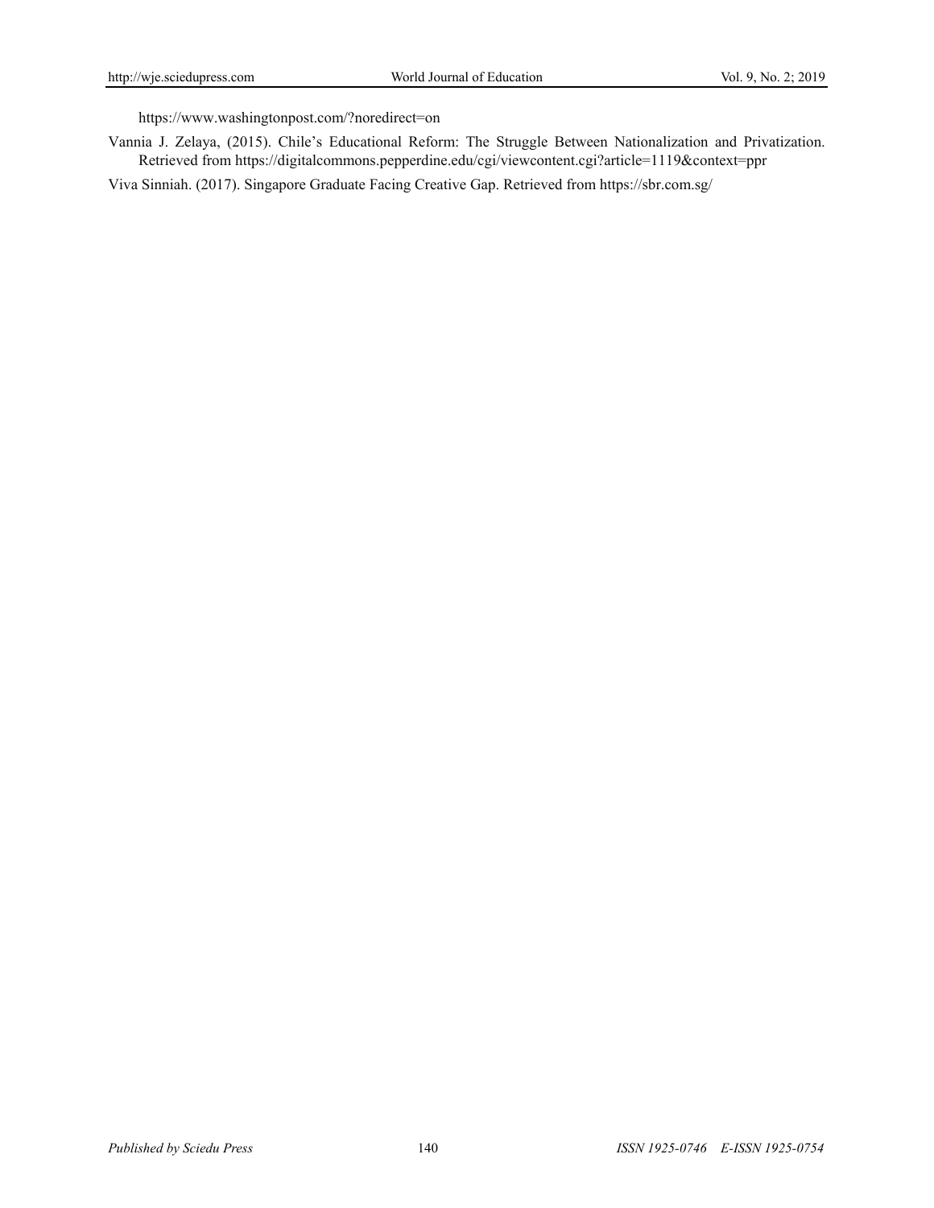https://www.washingtonpost.com/?noredirect=on

Vannia J. Zelaya, (2015). Chile's Educational Reform: The Struggle Between Nationalization and Privatization. Retrieved from https://digitalcommons.pepperdine.edu/cgi/viewcontent.cgi?article=1119&context=ppr

Viva Sinniah. (2017). Singapore Graduate Facing Creative Gap. Retrieved from https://sbr.com.sg/